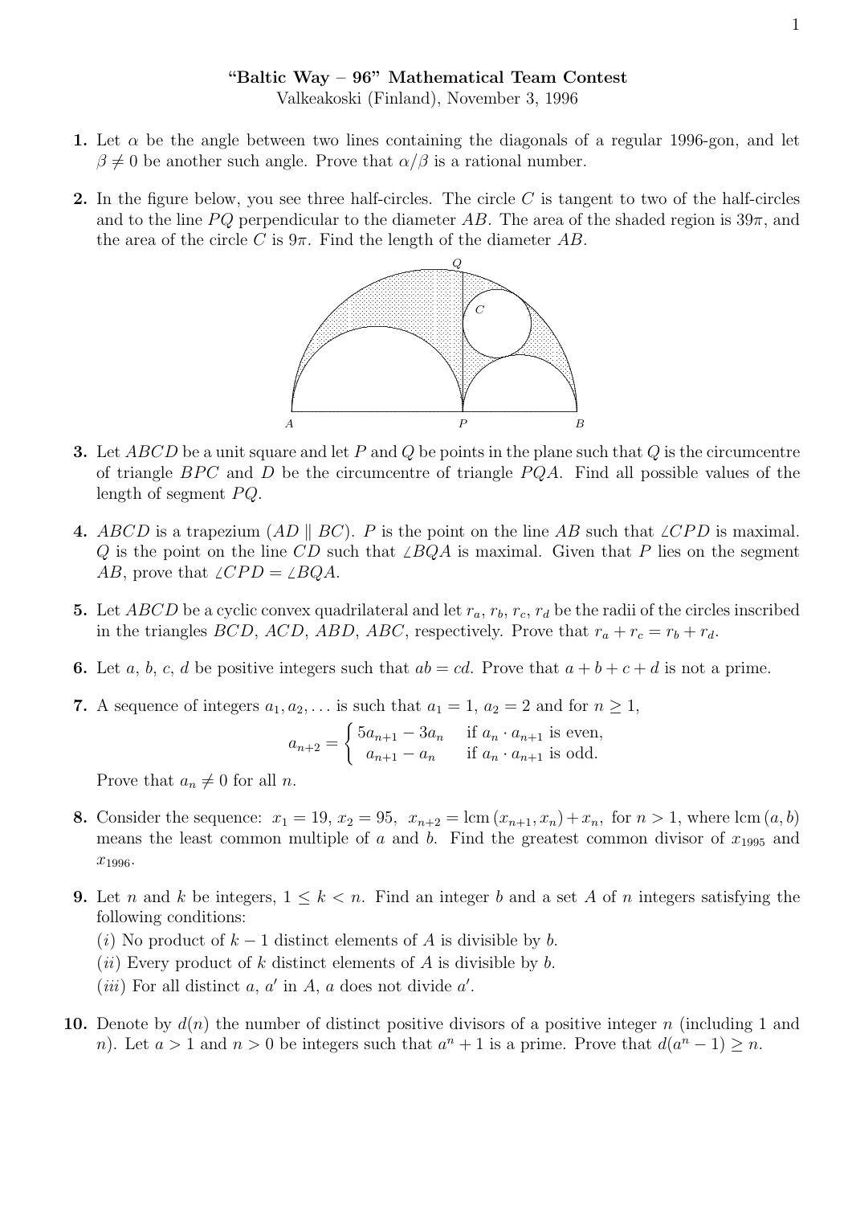**"Baltic Way – 96" Mathematical Team Contest**

Valkeakoski (Finland), November 3, 1996

**1.** Let $\alpha$ be the angle between two lines containing the diagonals of a regular 1996-gon, and let $\beta \neq 0$ be another such angle. Prove that $\alpha/\beta$ is a rational number.

**2.** In the figure below, you see three half-circles. The circle $C$ is tangent to two of the half-circles and to the line $PQ$ perpendicular to the diameter $AB$. The area of the shaded region is $39\pi$, and the area of the circle $C$ is $9\pi$. Find the length of the diameter $AB$.

**3.** Let $ABCD$ be a unit square and let $P$ and $Q$ be points in the plane such that $Q$ is the circumcentre of triangle $BPC$ and $D$ be the circumcentre of triangle $PQA$. Find all possible values of the length of segment $PQ$.

**4.** $ABCD$ is a trapezium ($AD \parallel BC$). $P$ is the point on the line $AB$ such that $\angle CPD$ is maximal. $Q$ is the point on the line $CD$ such that $\angle BQA$ is maximal. Given that $P$ lies on the segment $AB$, prove that $\angle CPD = \angle BQA$.

**5.** Let $ABCD$ be a cyclic convex quadrilateral and let $r_a$, $r_b$, $r_c$, $r_d$ be the radii of the circles inscribed in the triangles $BCD$, $ACD$, $ABD$, $ABC$, respectively. Prove that $r_a + r_c = r_b + r_d$.

**6.** Let $a$, $b$, $c$, $d$ be positive integers such that $ab = cd$. Prove that $a + b + c + d$ is not a prime.

**7.** A sequence of integers $a_1, a_2, \ldots$ is such that $a_1 = 1$, $a_2 = 2$ and for $n \geq 1$,

$$a_{n+2} = \begin{cases} 5a_{n+1} - 3a_n & \text{if } a_n \cdot a_{n+1} \text{ is even,} \\ a_{n+1} - a_n & \text{if } a_n \cdot a_{n+1} \text{ is odd.} \end{cases}$$

Prove that $a_n \neq 0$ for all $n$.

**8.** Consider the sequence: $x_1 = 19$, $x_2 = 95$, $x_{n+2} = \operatorname{lcm}(x_{n+1}, x_n) + x_n$, for $n > 1$, where $\operatorname{lcm}(a, b)$ means the least common multiple of $a$ and $b$. Find the greatest common divisor of $x_{1995}$ and $x_{1996}$.

**9.** Let $n$ and $k$ be integers, $1 \leq k < n$. Find an integer $b$ and a set $A$ of $n$ integers satisfying the following conditions:

$(i)$ No product of $k - 1$ distinct elements of $A$ is divisible by $b$.

$(ii)$ Every product of $k$ distinct elements of $A$ is divisible by $b$.

$(iii)$ For all distinct $a$, $a'$ in $A$, $a$ does not divide $a'$.

**10.** Denote by $d(n)$ the number of distinct positive divisors of a positive integer $n$ (including 1 and $n$). Let $a > 1$ and $n > 0$ be integers such that $a^n + 1$ is a prime. Prove that $d(a^n - 1) \geq n$.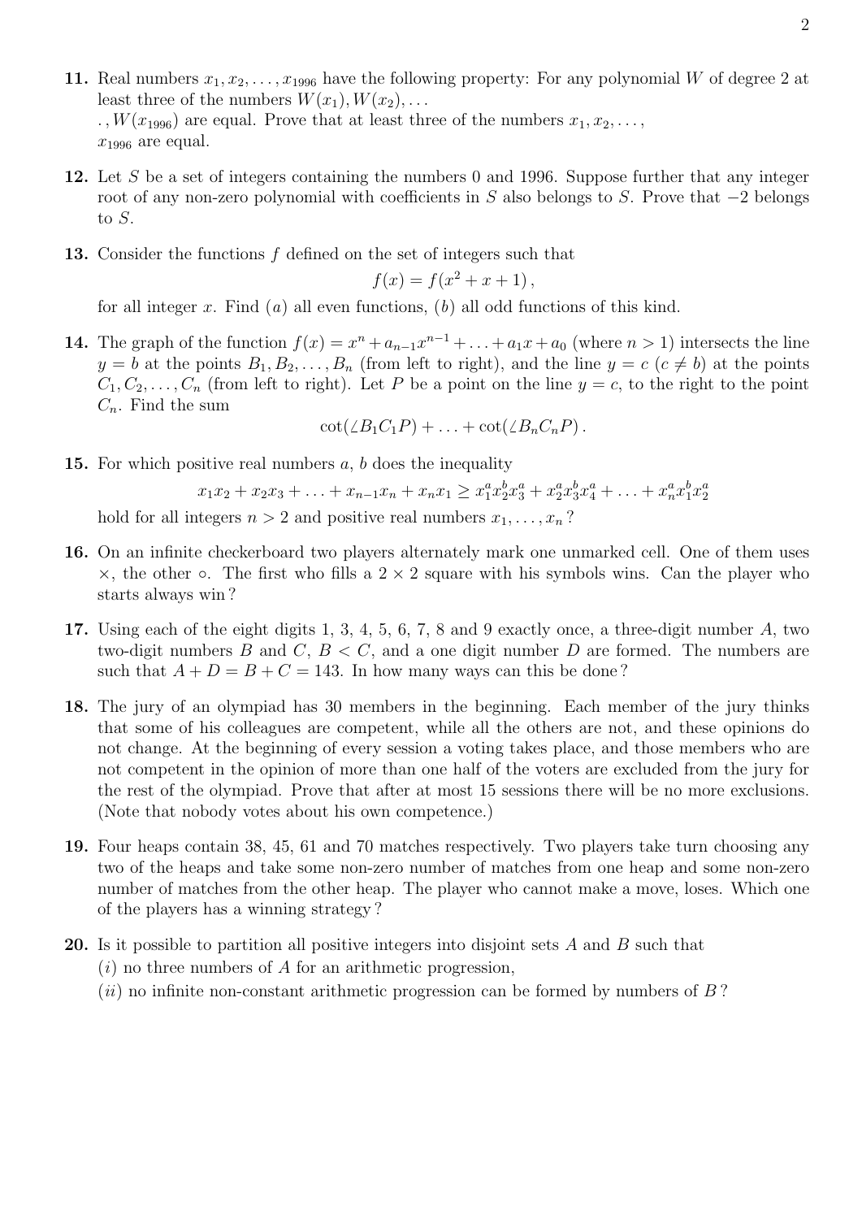**11.** Real numbers $x_1, x_2, \ldots, x_{1996}$ have the following property: For any polynomial $W$ of degree 2 at least three of the numbers $W(x_1), W(x_2), \ldots$ $., W(x_{1996})$ are equal. Prove that at least three of the numbers $x_1, x_2, \ldots,$ $x_{1996}$ are equal.

**12.** Let $S$ be a set of integers containing the numbers 0 and 1996. Suppose further that any integer root of any non-zero polynomial with coefficients in $S$ also belongs to $S$. Prove that $-2$ belongs to $S$.

**13.** Consider the functions $f$ defined on the set of integers such that

$$f(x) = f(x^2 + x + 1)\,,$$

for all integer $x$. Find $(a)$ all even functions, $(b)$ all odd functions of this kind.

**14.** The graph of the function $f(x) = x^n + a_{n-1}x^{n-1} + \ldots + a_1 x + a_0$ (where $n > 1$) intersects the line $y = b$ at the points $B_1, B_2, \ldots, B_n$ (from left to right), and the line $y = c$ ($c \neq b$) at the points $C_1, C_2, \ldots, C_n$ (from left to right). Let $P$ be a point on the line $y = c$, to the right to the point $C_n$. Find the sum

$$\cot(\angle B_1 C_1 P) + \ldots + \cot(\angle B_n C_n P)\,.$$

**15.** For which positive real numbers $a$, $b$ does the inequality

$$x_1x_2 + x_2x_3 + \ldots + x_{n-1}x_n + x_nx_1 \geq x_1^a x_2^b x_3^a + x_2^a x_3^b x_4^a + \ldots + x_n^a x_1^b x_2^a$$

hold for all integers $n > 2$ and positive real numbers $x_1, \ldots, x_n$?

**16.** On an infinite checkerboard two players alternately mark one unmarked cell. One of them uses $\times$, the other $\circ$. The first who fills a $2 \times 2$ square with his symbols wins. Can the player who starts always win?

**17.** Using each of the eight digits 1, 3, 4, 5, 6, 7, 8 and 9 exactly once, a three-digit number $A$, two two-digit numbers $B$ and $C$, $B < C$, and a one digit number $D$ are formed. The numbers are such that $A + D = B + C = 143$. In how many ways can this be done?

**18.** The jury of an olympiad has 30 members in the beginning. Each member of the jury thinks that some of his colleagues are competent, while all the others are not, and these opinions do not change. At the beginning of every session a voting takes place, and those members who are not competent in the opinion of more than one half of the voters are excluded from the jury for the rest of the olympiad. Prove that after at most 15 sessions there will be no more exclusions. (Note that nobody votes about his own competence.)

**19.** Four heaps contain 38, 45, 61 and 70 matches respectively. Two players take turn choosing any two of the heaps and take some non-zero number of matches from one heap and some non-zero number of matches from the other heap. The player who cannot make a move, loses. Which one of the players has a winning strategy?

**20.** Is it possible to partition all positive integers into disjoint sets $A$ and $B$ such that

$(i)$ no three numbers of $A$ for an arithmetic progression,

$(ii)$ no infinite non-constant arithmetic progression can be formed by numbers of $B$?